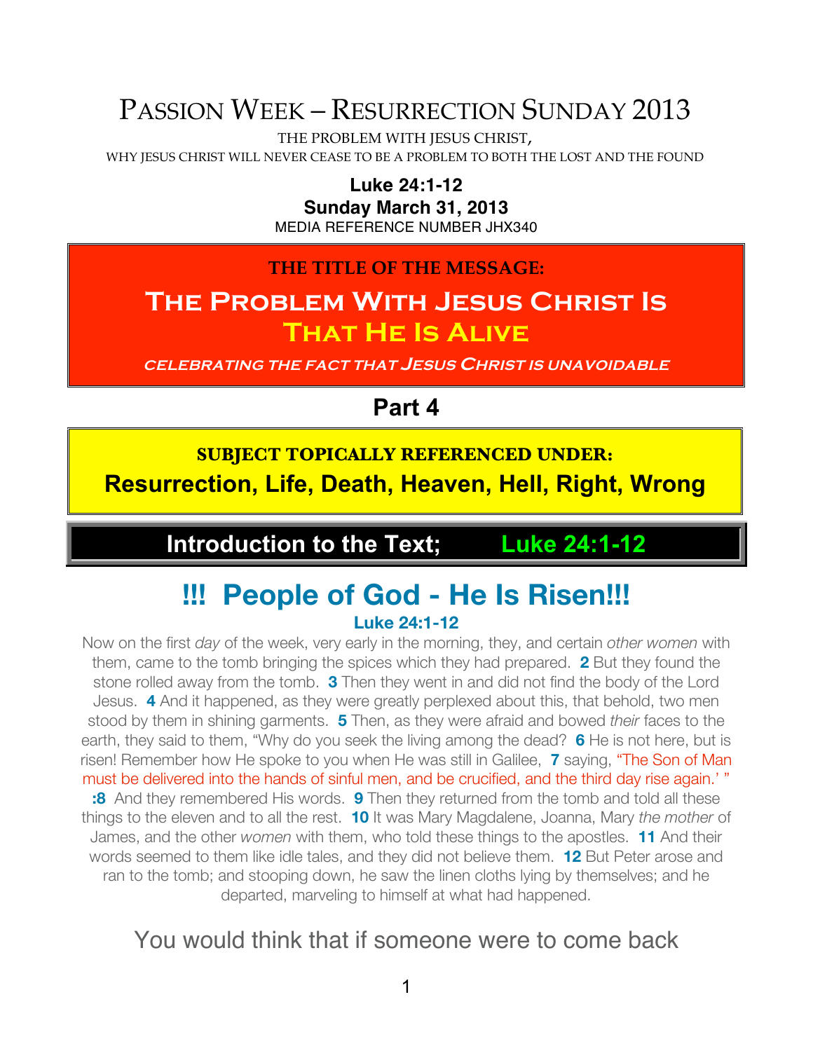# PASSION WEEK – RESURRECTION SUNDAY 2013

THE PROBLEM WITH JESUS CHRIST,

WHY JESUS CHRIST WILL NEVER CEASE TO BE A PROBLEM TO BOTH THE LOST AND THE FOUND

**Luke 24:1-12**

**Sunday March 31, 2013**

MEDIA REFERENCE NUMBER JHX340

**THE TITLE OF THE MESSAGE:**

## The Problem With Jesus Christ Is That He Is Alive

***celebrating the fact that Jesus Christ is unavoidable***

## Part 4

**SUBJECT TOPICALLY REFERENCED UNDER:**

**Resurrection, Life, Death, Heaven, Hell, Right, Wrong**

## Introduction to the Text; Luke 24:1-12

## !!! People of God - He Is Risen!!!

**Luke 24:1-12**

Now on the first *day* of the week, very early in the morning, they, and certain *other women* with them, came to the tomb bringing the spices which they had prepared. **2** But they found the stone rolled away from the tomb. **3** Then they went in and did not find the body of the Lord Jesus. **4** And it happened, as they were greatly perplexed about this, that behold, two men stood by them in shining garments. **5** Then, as they were afraid and bowed *their* faces to the earth, they said to them, "Why do you seek the living among the dead? **6** He is not here, but is risen! Remember how He spoke to you when He was still in Galilee, **7** saying, "The Son of Man must be delivered into the hands of sinful men, and be crucified, and the third day rise again.' " **:8** And they remembered His words. **9** Then they returned from the tomb and told all these things to the eleven and to all the rest. **10** It was Mary Magdalene, Joanna, Mary *the mother* of James, and the other *women* with them, who told these things to the apostles. **11** And their words seemed to them like idle tales, and they did not believe them. **12** But Peter arose and ran to the tomb; and stooping down, he saw the linen cloths lying by themselves; and he departed, marveling to himself at what had happened.

You would think that if someone were to come back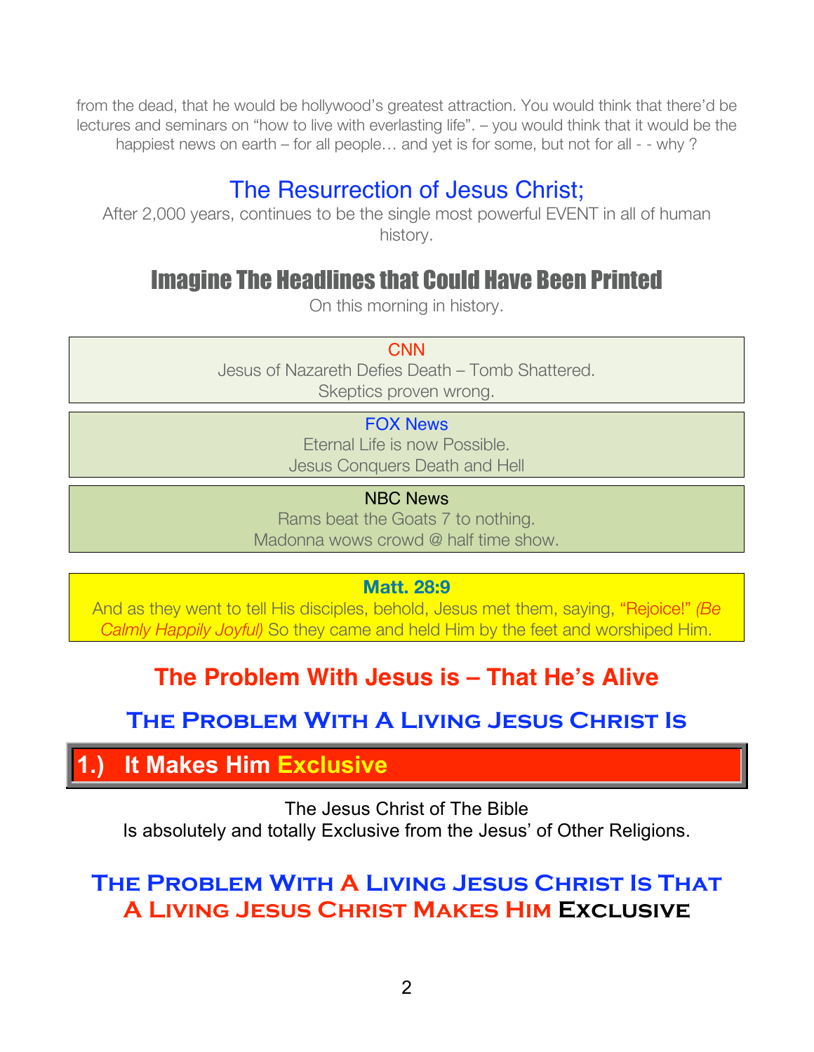from the dead, that he would be hollywood's greatest attraction. You would think that there'd be lectures and seminars on "how to live with everlasting life". – you would think that it would be the happiest news on earth – for all people… and yet is for some, but not for all - - why ?

## The Resurrection of Jesus Christ;

After 2,000 years, continues to be the single most powerful EVENT in all of human history.

## Imagine The Headlines that Could Have Been Printed

On this morning in history.

**CNN**
Jesus of Nazareth Defies Death – Tomb Shattered.
Skeptics proven wrong.

**FOX News**
Eternal Life is now Possible.
Jesus Conquers Death and Hell

**NBC News**
Rams beat the Goats 7 to nothing.
Madonna wows crowd @ half time show.

**Matt. 28:9**
And as they went to tell His disciples, behold, Jesus met them, saying, "Rejoice!" *(Be Calmly Happily Joyful)* So they came and held Him by the feet and worshiped Him.

## The Problem With Jesus is – That He's Alive

## The Problem With A Living Jesus Christ Is

### 1.) It Makes Him Exclusive

The Jesus Christ of The Bible
Is absolutely and totally Exclusive from the Jesus' of Other Religions.

## The Problem With A Living Jesus Christ Is That A Living Jesus Christ Makes Him Exclusive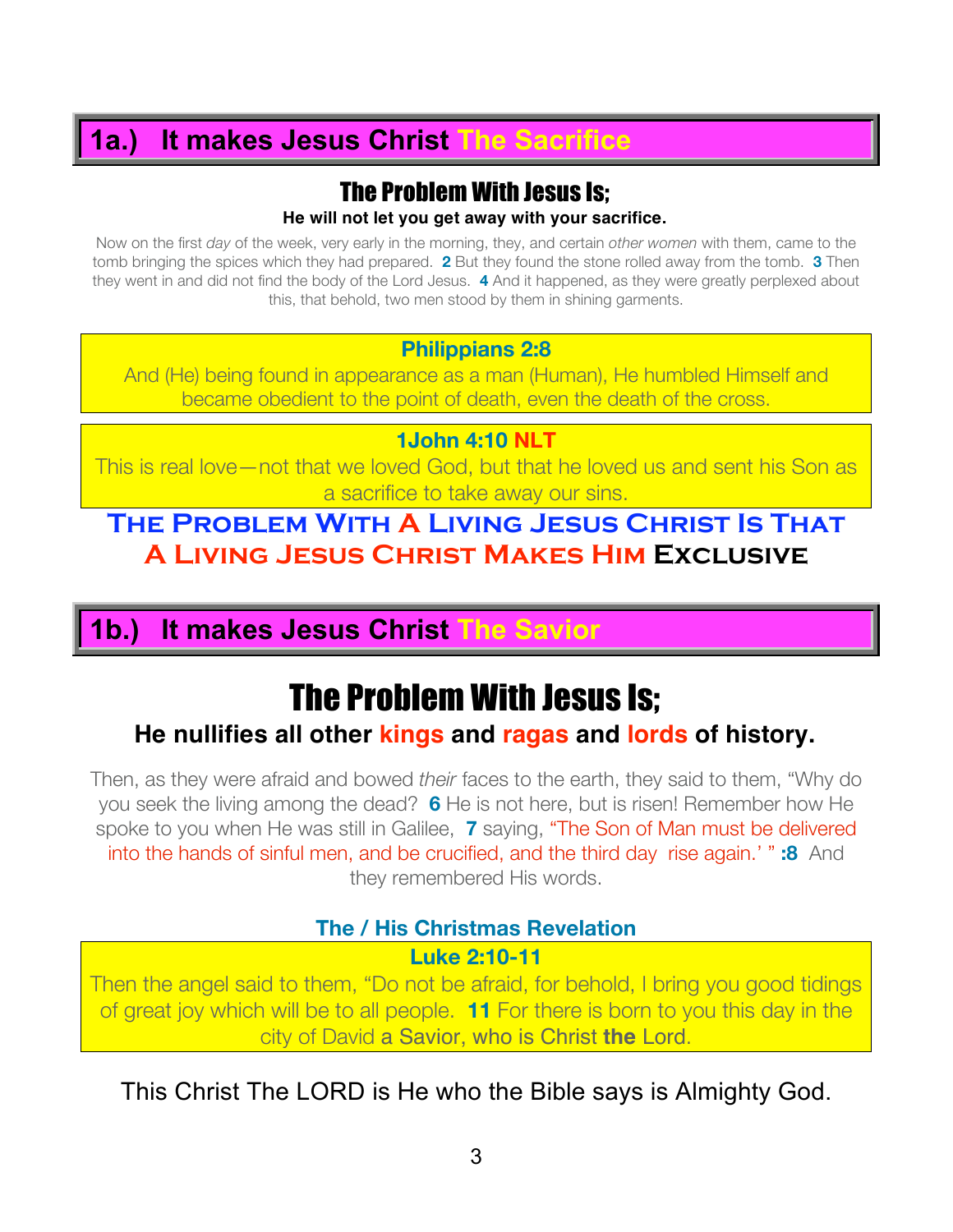## 1a.) It makes Jesus Christ The Sacrifice

### The Problem With Jesus Is;

**He will not let you get away with your sacrifice.**

Now on the first *day* of the week, very early in the morning, they, and certain *other women* with them, came to the tomb bringing the spices which they had prepared. **2** But they found the stone rolled away from the tomb. **3** Then they went in and did not find the body of the Lord Jesus. **4** And it happened, as they were greatly perplexed about this, that behold, two men stood by them in shining garments.

> **Philippians 2:8**
> And (He) being found in appearance as a man (Human), He humbled Himself and became obedient to the point of death, even the death of the cross.

> **1John 4:10 NLT**
> This is real love—not that we loved God, but that he loved us and sent his Son as a sacrifice to take away our sins.

**THE PROBLEM WITH A LIVING JESUS CHRIST IS THAT A LIVING JESUS CHRIST MAKES HIM EXCLUSIVE**

## 1b.) It makes Jesus Christ The Savior

# The Problem With Jesus Is;

### He nullifies all other kings and ragas and lords of history.

Then, as they were afraid and bowed *their* faces to the earth, they said to them, "Why do you seek the living among the dead? **6** He is not here, but is risen! Remember how He spoke to you when He was still in Galilee, **7** saying, "The Son of Man must be delivered into the hands of sinful men, and be crucified, and the third day rise again.' " **:8** And they remembered His words.

**The / His Christmas Revelation**

> **Luke 2:10-11**
> Then the angel said to them, "Do not be afraid, for behold, I bring you good tidings of great joy which will be to all people. **11** For there is born to you this day in the city of David a Savior, who is Christ **the** Lord.

This Christ The LORD is He who the Bible says is Almighty God.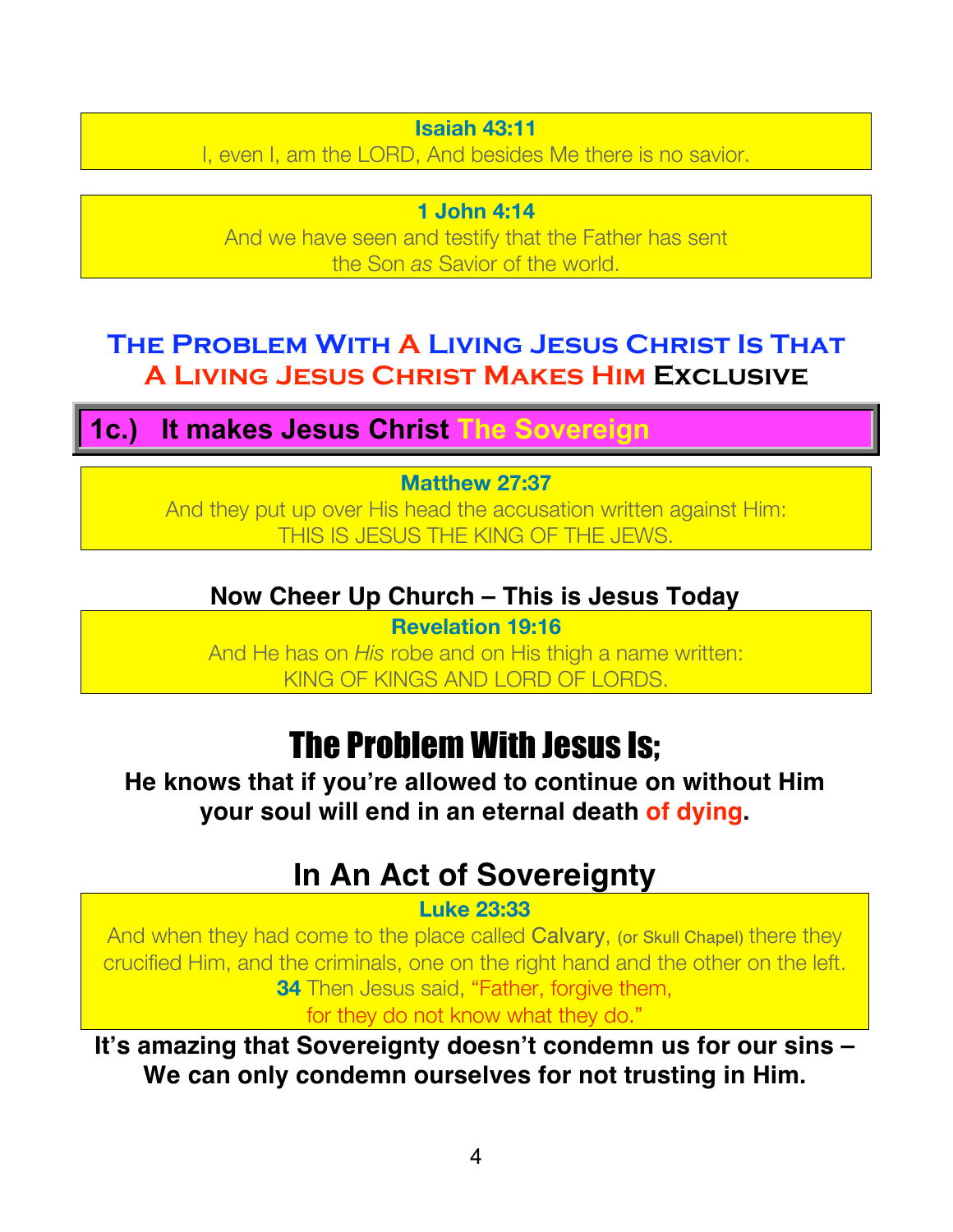**Isaiah 43:11**
I, even I, am the LORD, And besides Me there is no savior.

**1 John 4:14**
And we have seen and testify that the Father has sent the Son *as* Savior of the world.

## The Problem With A Living Jesus Christ Is That A Living Jesus Christ Makes Him Exclusive

### 1c.) It makes Jesus Christ The Sovereign

**Matthew 27:37**
And they put up over His head the accusation written against Him:
THIS IS JESUS THE KING OF THE JEWS.

**Now Cheer Up Church – This is Jesus Today**

**Revelation 19:16**
And He has on *His* robe and on His thigh a name written:
KING OF KINGS AND LORD OF LORDS.

## The Problem With Jesus Is;

**He knows that if you're allowed to continue on without Him your soul will end in an eternal death of dying.**

## In An Act of Sovereignty

**Luke 23:33**
And when they had come to the place called Calvary, (or Skull Chapel) there they crucified Him, and the criminals, one on the right hand and the other on the left.
**34** Then Jesus said, "Father, forgive them, for they do not know what they do."

**It's amazing that Sovereignty doesn't condemn us for our sins – We can only condemn ourselves for not trusting in Him.**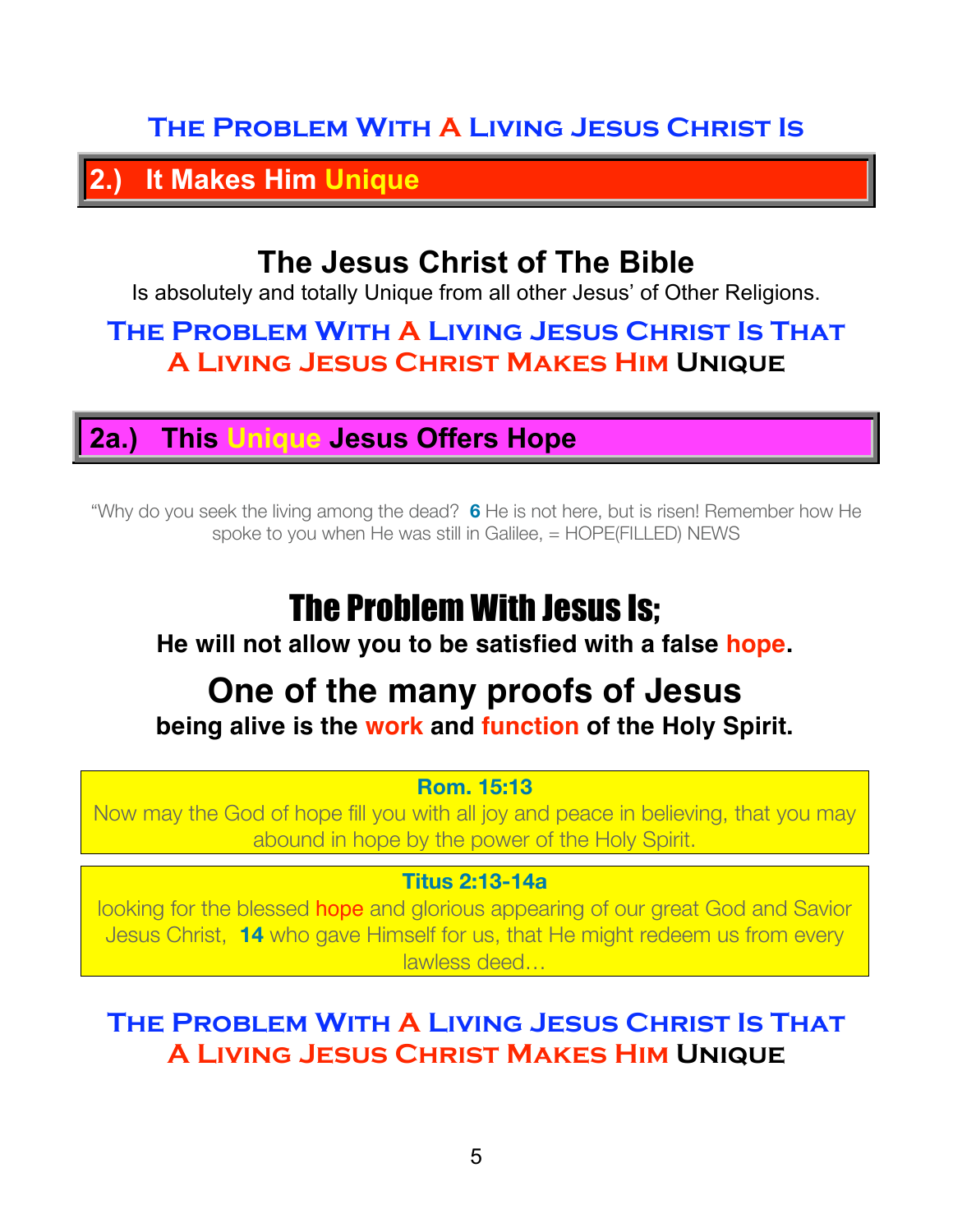## The Problem With A Living Jesus Christ Is

## 2.) It Makes Him Unique

### The Jesus Christ of The Bible

Is absolutely and totally Unique from all other Jesus' of Other Religions.

**The Problem With A Living Jesus Christ Is That A Living Jesus Christ Makes Him Unique**

## 2a.) This Unique Jesus Offers Hope

"Why do you seek the living among the dead? **6** He is not here, but is risen! Remember how He spoke to you when He was still in Galilee, = HOPE(FILLED) NEWS

### The Problem With Jesus Is;

**He will not allow you to be satisfied with a false hope.**

### One of the many proofs of Jesus

**being alive is the work and function of the Holy Spirit.**

**Rom. 15:13**

Now may the God of hope fill you with all joy and peace in believing, that you may abound in hope by the power of the Holy Spirit.

**Titus 2:13-14a**

looking for the blessed hope and glorious appearing of our great God and Savior Jesus Christ, **14** who gave Himself for us, that He might redeem us from every lawless deed…

**The Problem With A Living Jesus Christ Is That A Living Jesus Christ Makes Him Unique**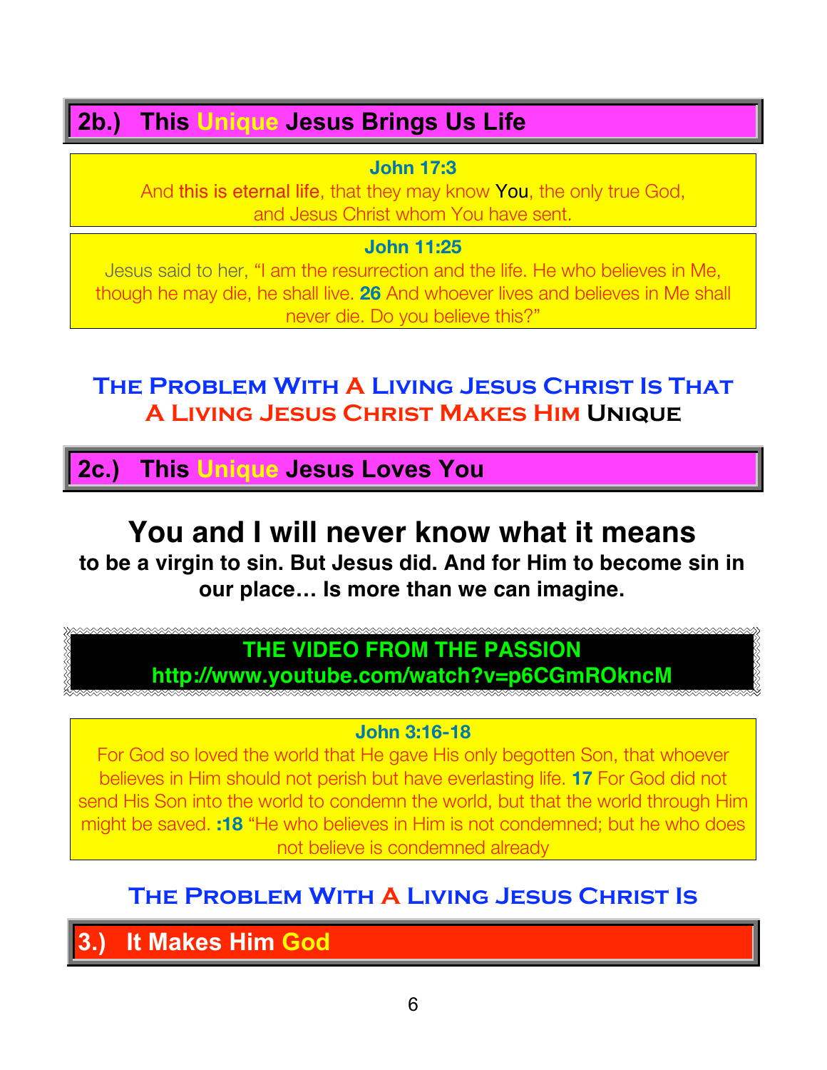## 2b.) This Unique Jesus Brings Us Life

**John 17:3**

And this is eternal life, that they may know You, the only true God, and Jesus Christ whom You have sent.

**John 11:25**

Jesus said to her, "I am the resurrection and the life. He who believes in Me, though he may die, he shall live. **26** And whoever lives and believes in Me shall never die. Do you believe this?"

### The Problem With A Living Jesus Christ Is That A Living Jesus Christ Makes Him Unique

## 2c.) This Unique Jesus Loves You

# You and I will never know what it means

**to be a virgin to sin. But Jesus did. And for Him to become sin in our place… Is more than we can imagine.**

**THE VIDEO FROM THE PASSION**
**http://www.youtube.com/watch?v=p6CGmROkncM**

**John 3:16-18**

For God so loved the world that He gave His only begotten Son, that whoever believes in Him should not perish but have everlasting life. **17** For God did not send His Son into the world to condemn the world, but that the world through Him might be saved. **:18** "He who believes in Him is not condemned; but he who does not believe is condemned already

### The Problem With A Living Jesus Christ Is

## 3.) It Makes Him God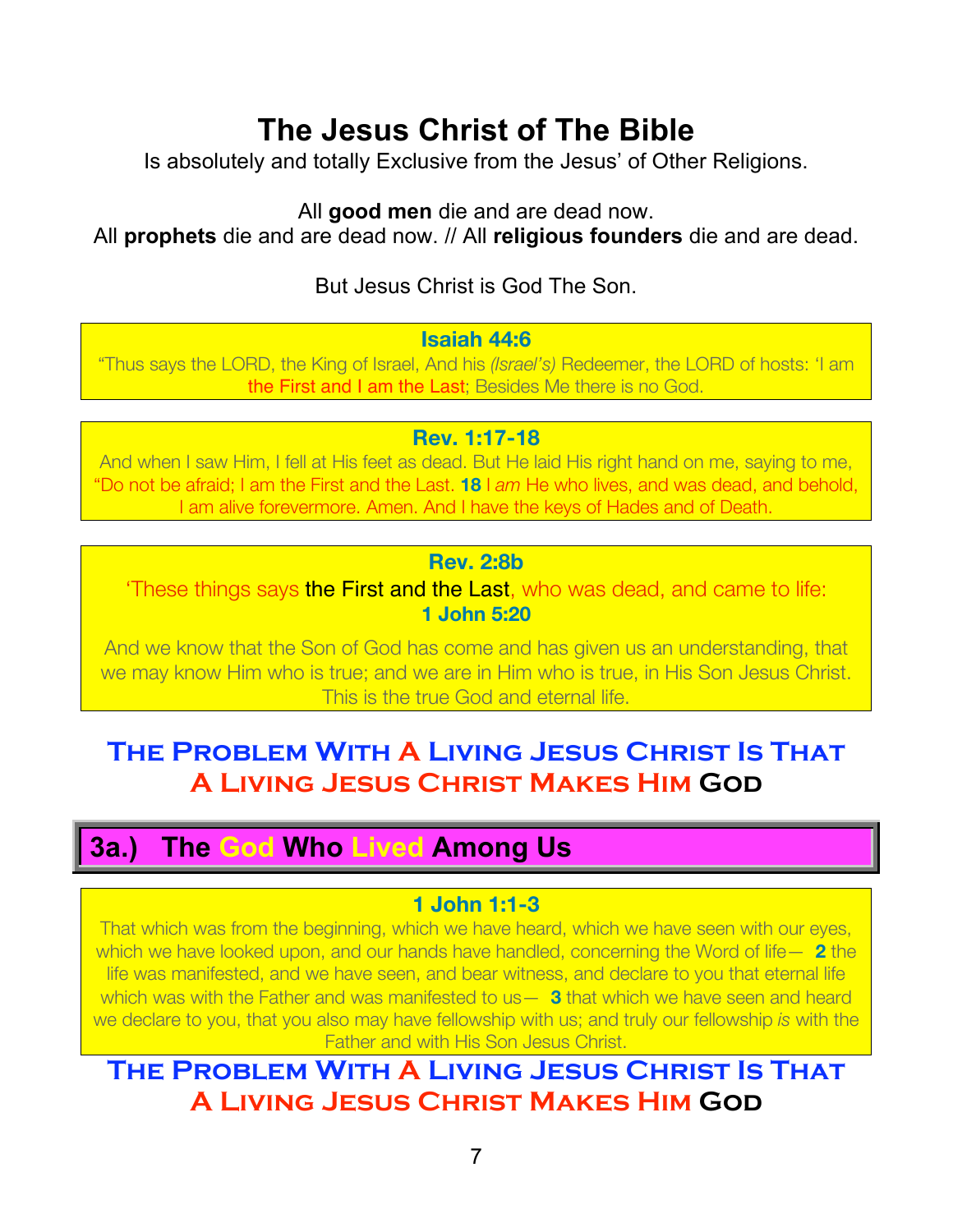# The Jesus Christ of The Bible

Is absolutely and totally Exclusive from the Jesus' of Other Religions.

All **good men** die and are dead now.
All **prophets** die and are dead now. // All **religious founders** die and are dead.

But Jesus Christ is God The Son.

**Isaiah 44:6**

"Thus says the LORD, the King of Israel, And his *(Israel's)* Redeemer, the LORD of hosts: 'I am the First and I am the Last; Besides Me there is no God.

**Rev. 1:17-18**

And when I saw Him, I fell at His feet as dead. But He laid His right hand on me, saying to me, "Do not be afraid; I am the First and the Last. **18** I *am* He who lives, and was dead, and behold, I am alive forevermore. Amen. And I have the keys of Hades and of Death.

**Rev. 2:8b**

'These things says the First and the Last, who was dead, and came to life:

**1 John 5:20**

And we know that the Son of God has come and has given us an understanding, that we may know Him who is true; and we are in Him who is true, in His Son Jesus Christ. This is the true God and eternal life.

## The Problem With A Living Jesus Christ Is That A Living Jesus Christ Makes Him God

## 3a.) The God Who Lived Among Us

**1 John 1:1-3**

That which was from the beginning, which we have heard, which we have seen with our eyes, which we have looked upon, and our hands have handled, concerning the Word of life— **2** the life was manifested, and we have seen, and bear witness, and declare to you that eternal life which was with the Father and was manifested to us— **3** that which we have seen and heard we declare to you, that you also may have fellowship with us; and truly our fellowship *is* with the Father and with His Son Jesus Christ.

## The Problem With A Living Jesus Christ Is That A Living Jesus Christ Makes Him God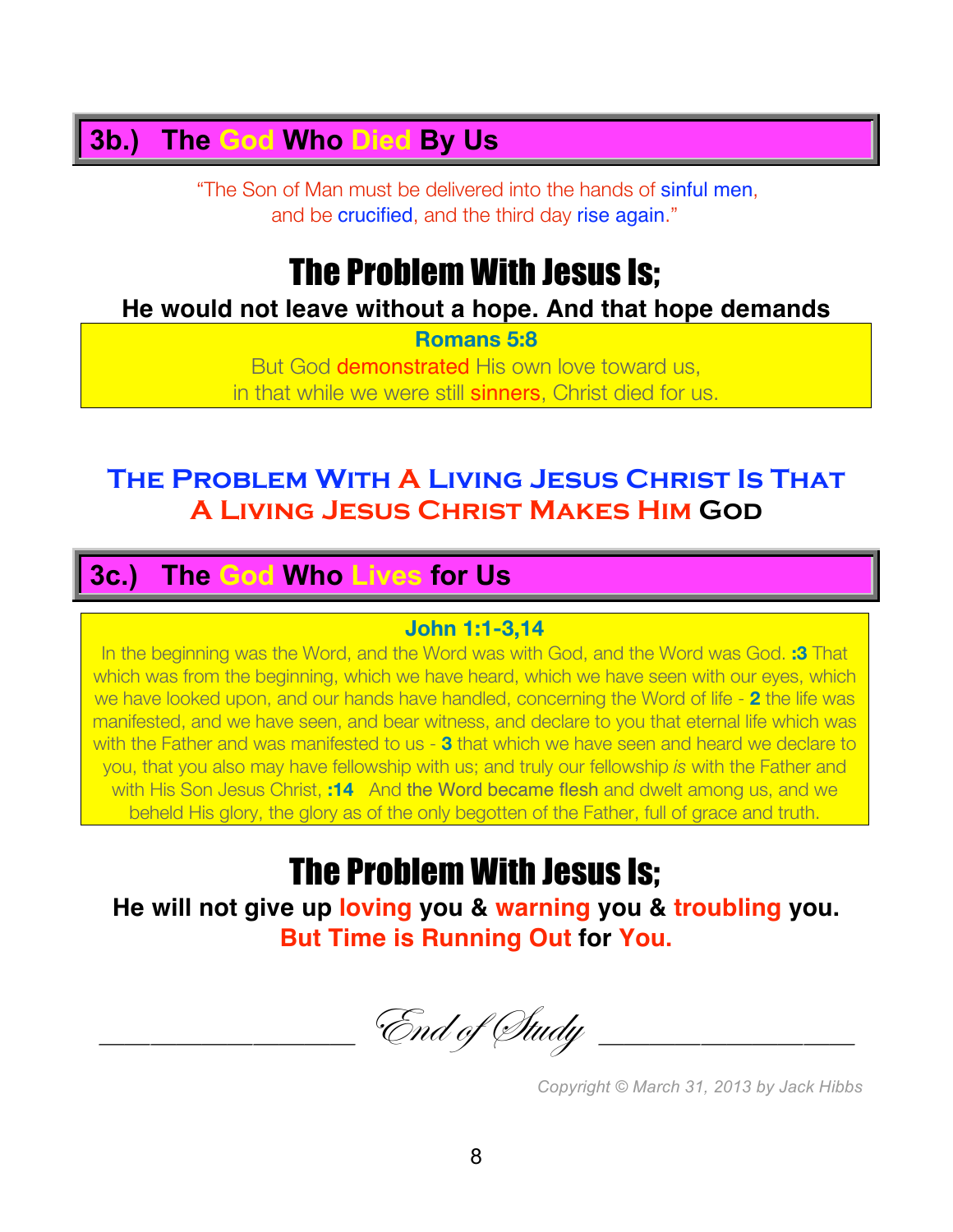## 3b.) The God Who Died By Us

"The Son of Man must be delivered into the hands of sinful men,
and be crucified, and the third day rise again."

# The Problem With Jesus Is;

**He would not leave without a hope. And that hope demands**

**Romans 5:8**

But God demonstrated His own love toward us,
in that while we were still sinners, Christ died for us.

**THE PROBLEM WITH A LIVING JESUS CHRIST IS THAT**
**A LIVING JESUS CHRIST MAKES HIM GOD**

## 3c.) The God Who Lives for Us

**John 1:1-3,14**

In the beginning was the Word, and the Word was with God, and the Word was God. **:3** That which was from the beginning, which we have heard, which we have seen with our eyes, which we have looked upon, and our hands have handled, concerning the Word of life - **2** the life was manifested, and we have seen, and bear witness, and declare to you that eternal life which was with the Father and was manifested to us - **3** that which we have seen and heard we declare to you, that you also may have fellowship with us; and truly our fellowship *is* with the Father and with His Son Jesus Christ, **:14** And the Word became flesh and dwelt among us, and we beheld His glory, the glory as of the only begotten of the Father, full of grace and truth.

# The Problem With Jesus Is;

**He will not give up loving you & warning you & troubling you.**
**But Time is Running Out for You.**

*End of Study*

Copyright © March 31, 2013 by Jack Hibbs